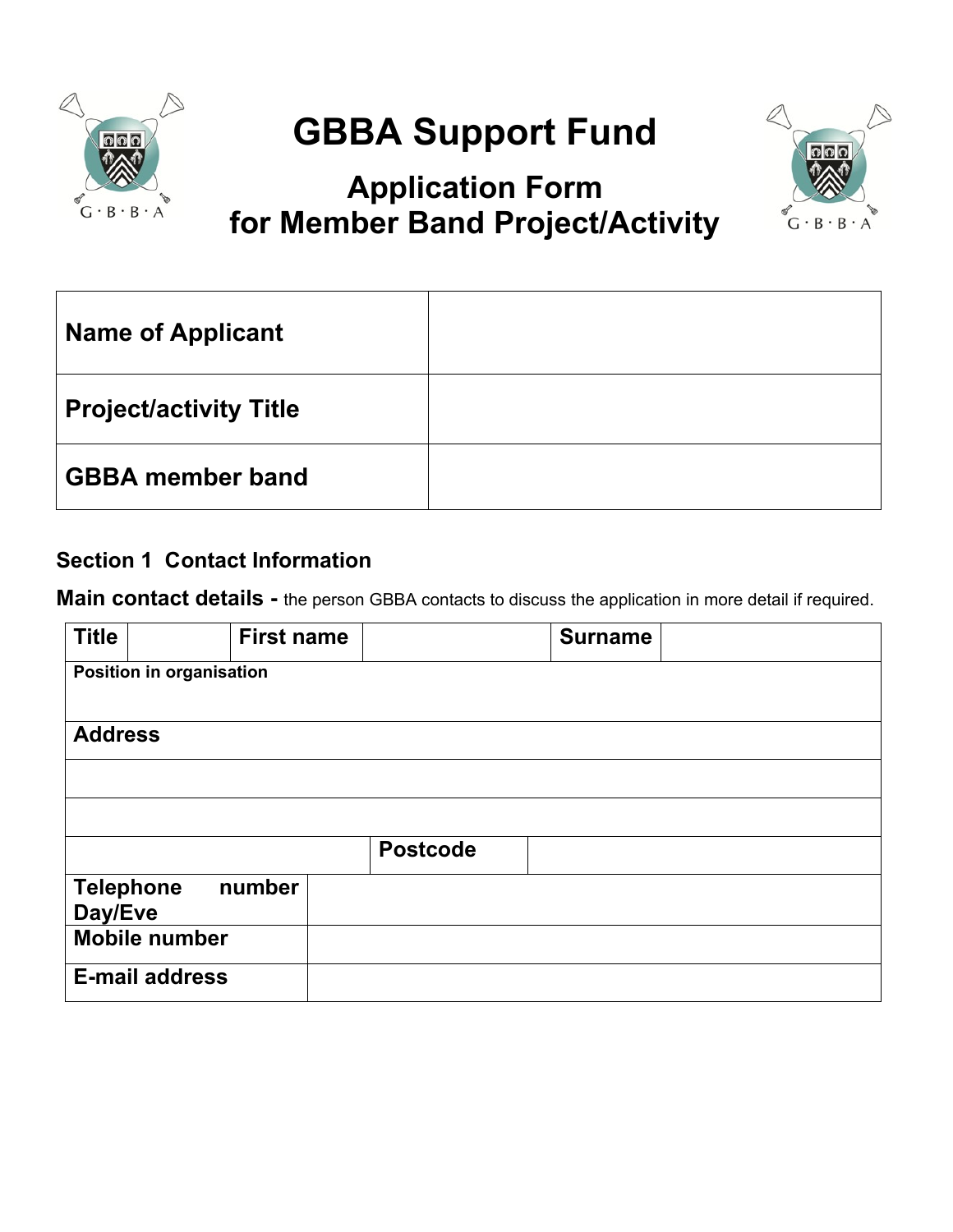# GBBA Support Fund

## Application Form for Member Band Project/Activity

| | |
|---|---|
| **Name of Applicant** | |
| **Project/activity Title** | |
| **GBBA member band** | |

### Section 1 Contact Information

**Main contact details -** the person GBBA contacts to discuss the application in more detail if required.

| **Title** | | **First name** | | **Surname** | |
|---|---|---|---|---|---|
| **Position in organisation** | | | | | |
| **Address** | | | | | |
| | | | | | |
| | | | | | |
| | | **Postcode** | | | |
| **Telephone number Day/Eve** | | | | | |
| **Mobile number** | | | | | |
| **E-mail address** | | | | | |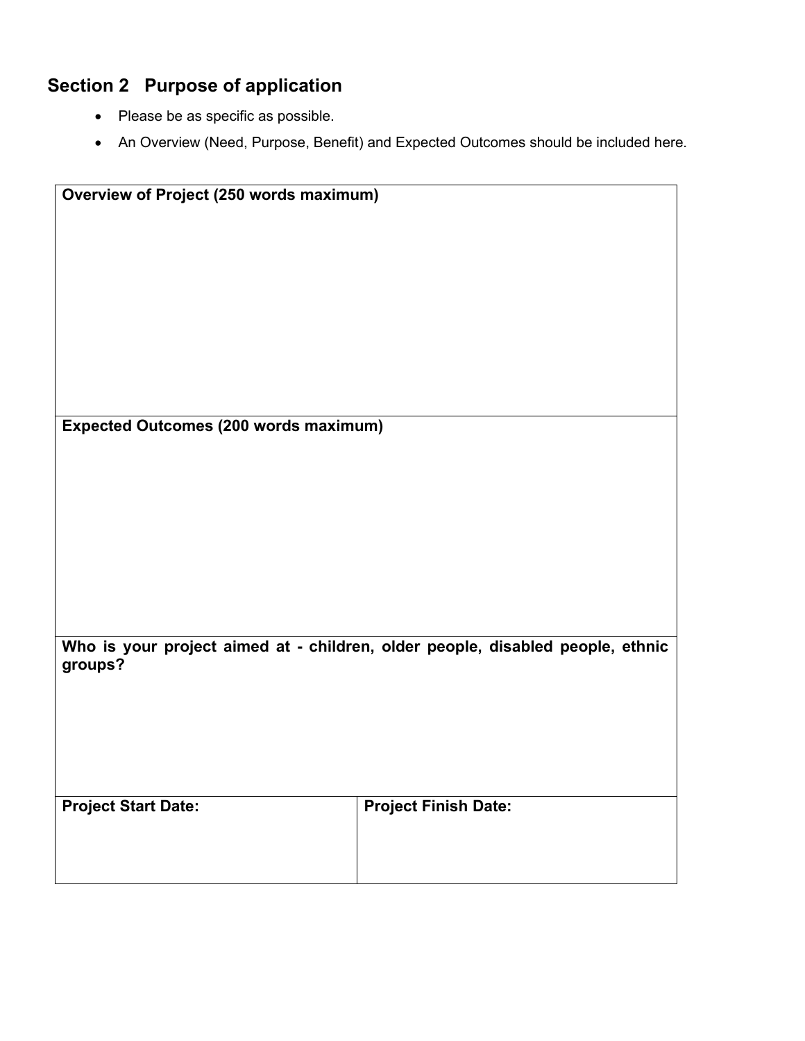## Section 2 Purpose of application

- Please be as specific as possible.
- An Overview (Need, Purpose, Benefit) and Expected Outcomes should be included here.

| **Overview of Project (250 words maximum)** | |
|---|---|
| | |
| **Expected Outcomes (200 words maximum)** | |
| | |
| **Who is your project aimed at - children, older people, disabled people, ethnic groups?** | |
| | |
| **Project Start Date:** | **Project Finish Date:** |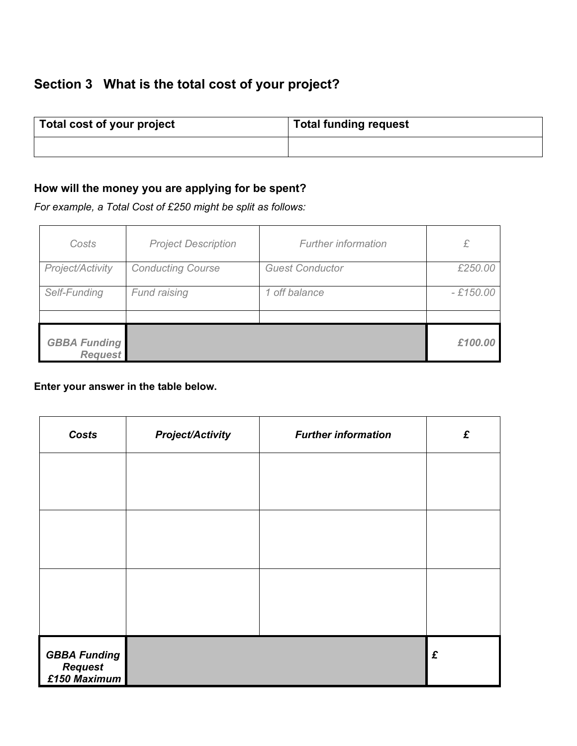## Section 3 What is the total cost of your project?

| Total cost of your project | Total funding request |
|---|---|
| | |

### How will the money you are applying for be spent?

*For example, a Total Cost of £250 might be split as follows:*

| *Costs* | *Project Description* | *Further information* | *£* |
|---|---|---|---|
| *Project/Activity* | *Conducting Course* | *Guest Conductor* | *£250.00* |
| *Self-Funding* | *Fund raising* | *1 off balance* | *- £150.00* |
| | | | |
| ***GBBA Funding Request*** | | | ***£100.00*** |

**Enter your answer in the table below.**

| ***Costs*** | ***Project/Activity*** | ***Further information*** | ***£*** |
|---|---|---|---|
| | | | |
| | | | |
| | | | |
| ***GBBA Funding Request £150 Maximum*** | | | ***£*** |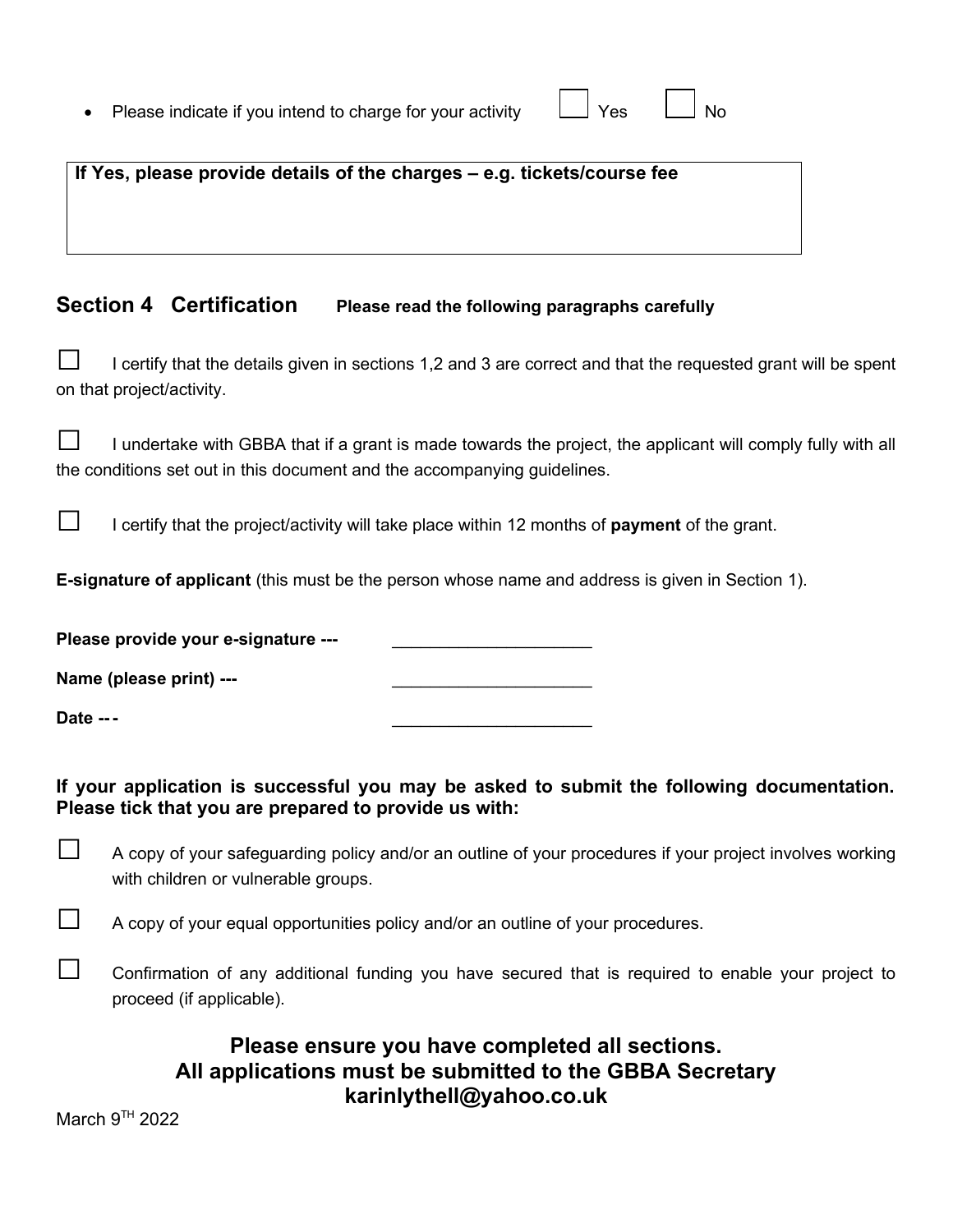- Please indicate if you intend to charge for your activity ☐ Yes ☐ No

| **If Yes, please provide details of the charges – e.g. tickets/course fee** |
| --- |
| |

## Section 4 Certification **Please read the following paragraphs carefully**

☐ I certify that the details given in sections 1,2 and 3 are correct and that the requested grant will be spent on that project/activity.

☐ I undertake with GBBA that if a grant is made towards the project, the applicant will comply fully with all the conditions set out in this document and the accompanying guidelines.

☐ I certify that the project/activity will take place within 12 months of **payment** of the grant.

**E-signature of applicant** (this must be the person whose name and address is given in Section 1).

**Please provide your e-signature ---** ____________________

**Name (please print) ---** ____________________

**Date ---** ____________________

**If your application is successful you may be asked to submit the following documentation. Please tick that you are prepared to provide us with:**

☐ A copy of your safeguarding policy and/or an outline of your procedures if your project involves working with children or vulnerable groups.

☐ A copy of your equal opportunities policy and/or an outline of your procedures.

☐ Confirmation of any additional funding you have secured that is required to enable your project to proceed (if applicable).

**Please ensure you have completed all sections.**
**All applications must be submitted to the GBBA Secretary**
**karinlythell@yahoo.co.uk**

March 9TH 2022